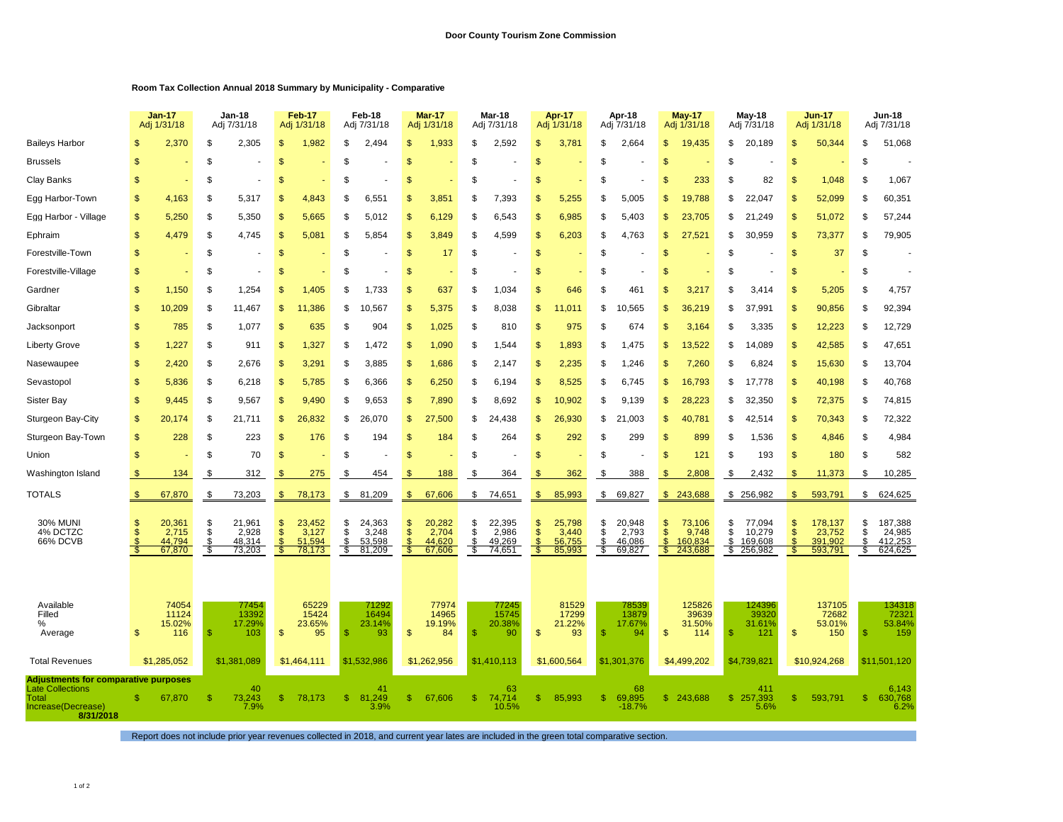**Door County Tourism Zone Commission**

**Room Tax Collection Annual 2018 Summary by Municipality - Comparative**

| | Jan-17 Adj 1/31/18 | Jan-18 Adj 7/31/18 | Feb-17 Adj 1/31/18 | Feb-18 Adj 7/31/18 | Mar-17 Adj 1/31/18 | Mar-18 Adj 7/31/18 | Apr-17 Adj 1/31/18 | Apr-18 Adj 7/31/18 | May-17 Adj 1/31/18 | May-18 Adj 7/31/18 | Jun-17 Adj 1/31/18 | Jun-18 Adj 7/31/18 |
|---|---|---|---|---|---|---|---|---|---|---|---|---|
| Baileys Harbor | $ 2,370 | $ 2,305 | $ 1,982 | $ 2,494 | $ 1,933 | $ 2,592 | $ 3,781 | $ 2,664 | $ 19,435 | $ 20,189 | $ 50,344 | $ 51,068 |
| Brussels | $ - | $ - | $ - | $ - | $ - | $ - | $ - | $ - | $ - | $ - | $ - | $ - |
| Clay Banks | $ - | $ - | $ - | $ - | $ - | $ - | $ - | $ - | $ 233 | $ 82 | $ 1,048 | $ 1,067 |
| Egg Harbor-Town | $ 4,163 | $ 5,317 | $ 4,843 | $ 6,551 | $ 3,851 | $ 7,393 | $ 5,255 | $ 5,005 | $ 19,788 | $ 22,047 | $ 52,099 | $ 60,351 |
| Egg Harbor - Village | $ 5,250 | $ 5,350 | $ 5,665 | $ 5,012 | $ 6,129 | $ 6,543 | $ 6,985 | $ 5,403 | $ 23,705 | $ 21,249 | $ 51,072 | $ 57,244 |
| Ephraim | $ 4,479 | $ 4,745 | $ 5,081 | $ 5,854 | $ 3,849 | $ 4,599 | $ 6,203 | $ 4,763 | $ 27,521 | $ 30,959 | $ 73,377 | $ 79,905 |
| Forestville-Town | $ - | $ - | $ - | $ - | $ 17 | $ - | $ - | $ - | $ - | $ - | $ 37 | $ - |
| Forestville-Village | $ - | $ - | $ - | $ - | $ - | $ - | $ - | $ - | $ - | $ - | $ - | $ - |
| Gardner | $ 1,150 | $ 1,254 | $ 1,405 | $ 1,733 | $ 637 | $ 1,034 | $ 646 | $ 461 | $ 3,217 | $ 3,414 | $ 5,205 | $ 4,757 |
| Gibraltar | $ 10,209 | $ 11,467 | $ 11,386 | $ 10,567 | $ 5,375 | $ 8,038 | $ 11,011 | $ 10,565 | $ 36,219 | $ 37,991 | $ 90,856 | $ 92,394 |
| Jacksonport | $ 785 | $ 1,077 | $ 635 | $ 904 | $ 1,025 | $ 810 | $ 975 | $ 674 | $ 3,164 | $ 3,335 | $ 12,223 | $ 12,729 |
| Liberty Grove | $ 1,227 | $ 911 | $ 1,327 | $ 1,472 | $ 1,090 | $ 1,544 | $ 1,893 | $ 1,475 | $ 13,522 | $ 14,089 | $ 42,585 | $ 47,651 |
| Nasewaupee | $ 2,420 | $ 2,676 | $ 3,291 | $ 3,885 | $ 1,686 | $ 2,147 | $ 2,235 | $ 1,246 | $ 7,260 | $ 6,824 | $ 15,630 | $ 13,704 |
| Sevastopol | $ 5,836 | $ 6,218 | $ 5,785 | $ 6,366 | $ 6,250 | $ 6,194 | $ 8,525 | $ 6,745 | $ 16,793 | $ 17,778 | $ 40,198 | $ 40,768 |
| Sister Bay | $ 9,445 | $ 9,567 | $ 9,490 | $ 9,653 | $ 7,890 | $ 8,692 | $ 10,902 | $ 9,139 | $ 28,223 | $ 32,350 | $ 72,375 | $ 74,815 |
| Sturgeon Bay-City | $ 20,174 | $ 21,711 | $ 26,832 | $ 26,070 | $ 27,500 | $ 24,438 | $ 26,930 | $ 21,003 | $ 40,781 | $ 42,514 | $ 70,343 | $ 72,322 |
| Sturgeon Bay-Town | $ 228 | $ 223 | $ 176 | $ 194 | $ 184 | $ 264 | $ 292 | $ 299 | $ 899 | $ 1,536 | $ 4,846 | $ 4,984 |
| Union | $ - | $ 70 | $ - | $ - | $ - | $ - | $ - | $ - | $ 121 | $ 193 | $ 180 | $ 582 |
| Washington Island | $ 134 | $ 312 | $ 275 | $ 454 | $ 188 | $ 364 | $ 362 | $ 388 | $ 2,808 | $ 2,432 | $ 11,373 | $ 10,285 |
| TOTALS | $ 67,870 | $ 73,203 | $ 78,173 | $ 81,209 | $ 67,606 | $ 74,651 | $ 85,993 | $ 69,827 | $ 243,688 | $ 256,982 | $ 593,791 | $ 624,625 |
| 30% MUNI | $ 20,361 | $ 21,961 | $ 23,452 | $ 24,363 | $ 20,282 | $ 22,395 | $ 25,798 | $ 20,948 | $ 73,106 | $ 77,094 | $ 178,137 | $ 187,388 |
| 4% DCTZC | $ 2,715 | $ 2,928 | $ 3,127 | $ 3,248 | $ 2,704 | $ 2,986 | $ 3,440 | $ 2,793 | $ 9,748 | $ 10,279 | $ 23,752 | $ 24,985 |
| 66% DCVB | $ 44,794 | $ 48,314 | $ 51,594 | $ 53,598 | $ 44,620 | $ 49,269 | $ 56,755 | $ 46,086 | $ 160,834 | $ 169,608 | $ 391,902 | $ 412,253 |
| | $ 67,870 | $ 73,203 | $ 78,173 | $ 81,209 | $ 67,606 | $ 74,651 | $ 85,993 | $ 69,827 | $ 243,688 | $ 256,982 | $ 593,791 | $ 624,625 |
| Available | 74054 | 77454 | 65229 | 71292 | 77974 | 77245 | 81529 | 78539 | 125826 | 124396 | 137105 | 134318 |
| Filled | 11124 | 13392 | 15424 | 16494 | 14965 | 15745 | 17299 | 13879 | 39639 | 39320 | 72682 | 72321 |
| % | 15.02% | 17.29% | 23.65% | 23.14% | 19.19% | 20.38% | 21.22% | 17.67% | 31.50% | 31.61% | 53.01% | 53.84% |
| Average | $ 116 | $ 103 | $ 95 | $ 93 | $ 84 | $ 90 | $ 93 | $ 94 | $ 114 | $ 121 | $ 150 | $ 159 |
| Total Revenues | $1,285,052 | $1,381,089 | $1,464,111 | $1,532,986 | $1,262,956 | $1,410,113 | $1,600,564 | $1,301,376 | $4,499,202 | $4,739,821 | $10,924,268 | $11,501,120 |
| **Adjustments for comparative purposes** | | | | | | | | | | | | |
| Late Collections | | 40 | | 41 | | 63 | | 68 | | 411 | | 6,143 |
| Total | $ 67,870 | $ 73,243 | $ 78,173 | $ 81,249 | $ 67,606 | $ 74,714 | $ 85,993 | $ 69,895 | $ 243,688 | $ 257,393 | $ 593,791 | $ 630,768 |
| Increase(Decrease) | | 7.9% | | 3.9% | | 10.5% | | -18.7% | | 5.6% | | 6.2% |
| **8/31/2018** | | | | | | | | | | | | |

Report does not include prior year revenues collected in 2018, and current year lates are included in the green total comparative section.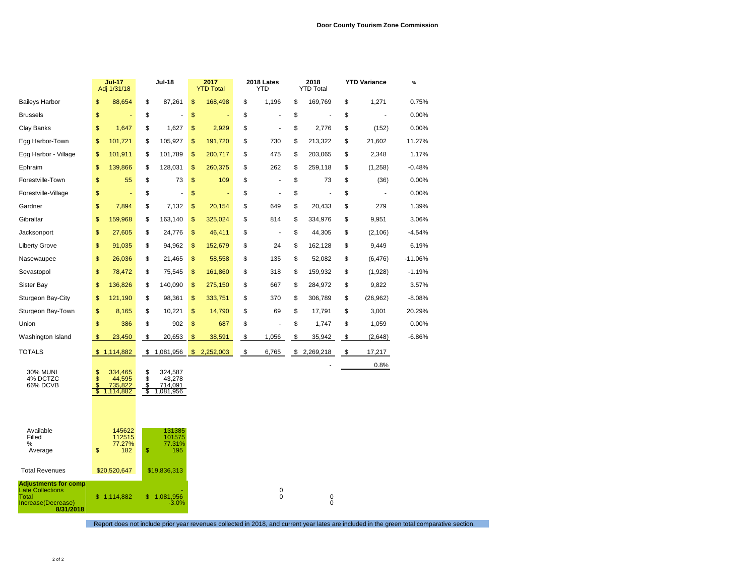**Door County Tourism Zone Commission**

| | Jul-17 Adj 1/31/18 | Jul-18 | 2017 YTD Total | 2018 Lates YTD | 2018 YTD Total | YTD Variance | % |
|---|---|---|---|---|---|---|---|
| Baileys Harbor | $ 88,654 | $ 87,261 | $ 168,498 | $ 1,196 | $ 169,769 | $ 1,271 | 0.75% |
| Brussels | $ - | $ - | $ - | $ - | $ - | $ - | 0.00% |
| Clay Banks | $ 1,647 | $ 1,627 | $ 2,929 | $ - | $ 2,776 | $ (152) | 0.00% |
| Egg Harbor-Town | $ 101,721 | $ 105,927 | $ 191,720 | $ 730 | $ 213,322 | $ 21,602 | 11.27% |
| Egg Harbor - Village | $ 101,911 | $ 101,789 | $ 200,717 | $ 475 | $ 203,065 | $ 2,348 | 1.17% |
| Ephraim | $ 139,866 | $ 128,031 | $ 260,375 | $ 262 | $ 259,118 | $ (1,258) | -0.48% |
| Forestville-Town | $ 55 | $ 73 | $ 109 | $ - | $ 73 | $ (36) | 0.00% |
| Forestville-Village | $ - | $ - | $ - | $ - | $ - | $ - | 0.00% |
| Gardner | $ 7,894 | $ 7,132 | $ 20,154 | $ 649 | $ 20,433 | $ 279 | 1.39% |
| Gibraltar | $ 159,968 | $ 163,140 | $ 325,024 | $ 814 | $ 334,976 | $ 9,951 | 3.06% |
| Jacksonport | $ 27,605 | $ 24,776 | $ 46,411 | $ - | $ 44,305 | $ (2,106) | -4.54% |
| Liberty Grove | $ 91,035 | $ 94,962 | $ 152,679 | $ 24 | $ 162,128 | $ 9,449 | 6.19% |
| Nasewaupee | $ 26,036 | $ 21,465 | $ 58,558 | $ 135 | $ 52,082 | $ (6,476) | -11.06% |
| Sevastopol | $ 78,472 | $ 75,545 | $ 161,860 | $ 318 | $ 159,932 | $ (1,928) | -1.19% |
| Sister Bay | $ 136,826 | $ 140,090 | $ 275,150 | $ 667 | $ 284,972 | $ 9,822 | 3.57% |
| Sturgeon Bay-City | $ 121,190 | $ 98,361 | $ 333,751 | $ 370 | $ 306,789 | $ (26,962) | -8.08% |
| Sturgeon Bay-Town | $ 8,165 | $ 10,221 | $ 14,790 | $ 69 | $ 17,791 | $ 3,001 | 20.29% |
| Union | $ 386 | $ 902 | $ 687 | $ - | $ 1,747 | $ 1,059 | 0.00% |
| Washington Island | $ 23,450 | $ 20,653 | $ 38,591 | $ 1,056 | $ 35,942 | $ (2,648) | -6.86% |
| TOTALS | $ 1,114,882 | $ 1,081,956 | $ 2,252,003 | $ 6,765 | $ 2,269,218 | $ 17,217 | |
| | | | | | - | 0.8% | |
| 30% MUNI | $ 334,465 | $ 324,587 | | | | | |
| 4% DCTZC | $ 44,595 | $ 43,278 | | | | | |
| 66% DCVB | $ 735,822 | $ 714,091 | | | | | |
| | $ 1,114,882 | $ 1,081,956 | | | | | |
| Available | 145622 | 131385 | | | | | |
| Filled | 112515 | 101575 | | | | | |
| % | 77.27% | 77.31% | | | | | |
| Average | $ 182 | $ 195 | | | | | |
| Total Revenues | $20,520,647 | $19,836,313 | | | | | |
| **Adjustments for comp** | | | | | | | |
| Late Collections | | - | | 0 | | | |
| Total | $ 1,114,882 | $ 1,081,956 | | 0 | 0 | | |
| Increase(Decrease) | | -3.0% | | | 0 | | |
| **8/31/2018** | | | | | | | |

Report does not include prior year revenues collected in 2018, and current year lates are included in the green total comparative section.